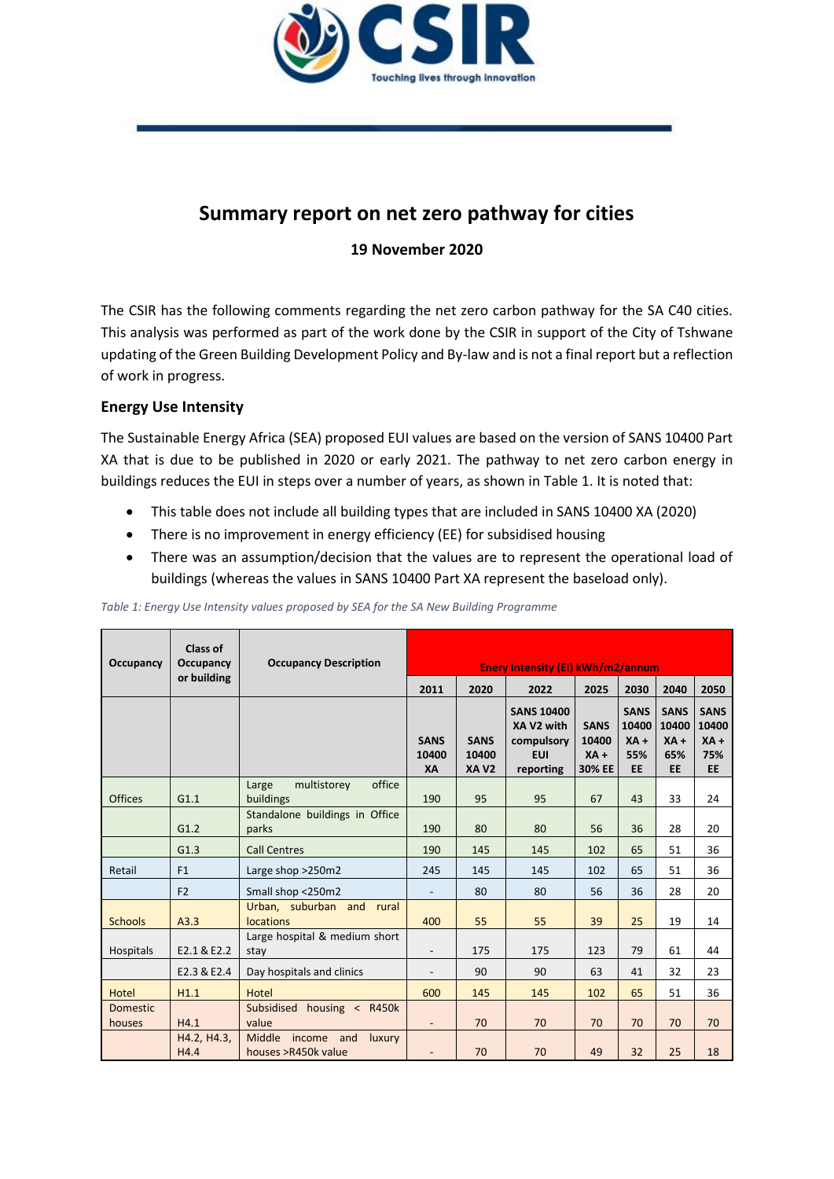# Summary report on net zero pathway for cities

**19 November 2020**

The CSIR has the following comments regarding the net zero carbon pathway for the SA C40 cities. This analysis was performed as part of the work done by the CSIR in support of the City of Tshwane updating of the Green Building Development Policy and By-law and is not a final report but a reflection of work in progress.

### Energy Use Intensity

The Sustainable Energy Africa (SEA) proposed EUI values are based on the version of SANS 10400 Part XA that is due to be published in 2020 or early 2021. The pathway to net zero carbon energy in buildings reduces the EUI in steps over a number of years, as shown in Table 1. It is noted that:

- This table does not include all building types that are included in SANS 10400 XA (2020)
- There is no improvement in energy efficiency (EE) for subsidised housing
- There was an assumption/decision that the values are to represent the operational load of buildings (whereas the values in SANS 10400 Part XA represent the baseload only).

*Table 1: Energy Use Intensity values proposed by SEA for the SA New Building Programme*

| Occupancy | Class of Occupancy or building | Occupancy Description | Enery Intensity (EI) kWh/m2/annum | | | | | | |
|---|---|---|---|---|---|---|---|---|---|
| | | | 2011 | 2020 | 2022 | 2025 | 2030 | 2040 | 2050 |
| | | | SANS 10400 XA | SANS 10400 XA V2 | SANS 10400 XA V2 with compulsory EUI reporting | SANS 10400 XA + 30% EE | SANS 10400 XA + 55% EE | SANS 10400 XA + 65% EE | SANS 10400 XA + 75% EE |
| Offices | G1.1 | Large multistorey office buildings | 190 | 95 | 95 | 67 | 43 | 33 | 24 |
| | G1.2 | Standalone buildings in Office parks | 190 | 80 | 80 | 56 | 36 | 28 | 20 |
| | G1.3 | Call Centres | 190 | 145 | 145 | 102 | 65 | 51 | 36 |
| Retail | F1 | Large shop >250m2 | 245 | 145 | 145 | 102 | 65 | 51 | 36 |
| | F2 | Small shop <250m2 | - | 80 | 80 | 56 | 36 | 28 | 20 |
| Schools | A3.3 | Urban, suburban and rural locations | 400 | 55 | 55 | 39 | 25 | 19 | 14 |
| Hospitals | E2.1 & E2.2 | Large hospital & medium short stay | - | 175 | 175 | 123 | 79 | 61 | 44 |
| | E2.3 & E2.4 | Day hospitals and clinics | - | 90 | 90 | 63 | 41 | 32 | 23 |
| Hotel | H1.1 | Hotel | 600 | 145 | 145 | 102 | 65 | 51 | 36 |
| Domestic houses | H4.1 | Subsidised housing < R450k value | - | 70 | 70 | 70 | 70 | 70 | 70 |
| | H4.2, H4.3, H4.4 | Middle income and luxury houses >R450k value | - | 70 | 70 | 49 | 32 | 25 | 18 |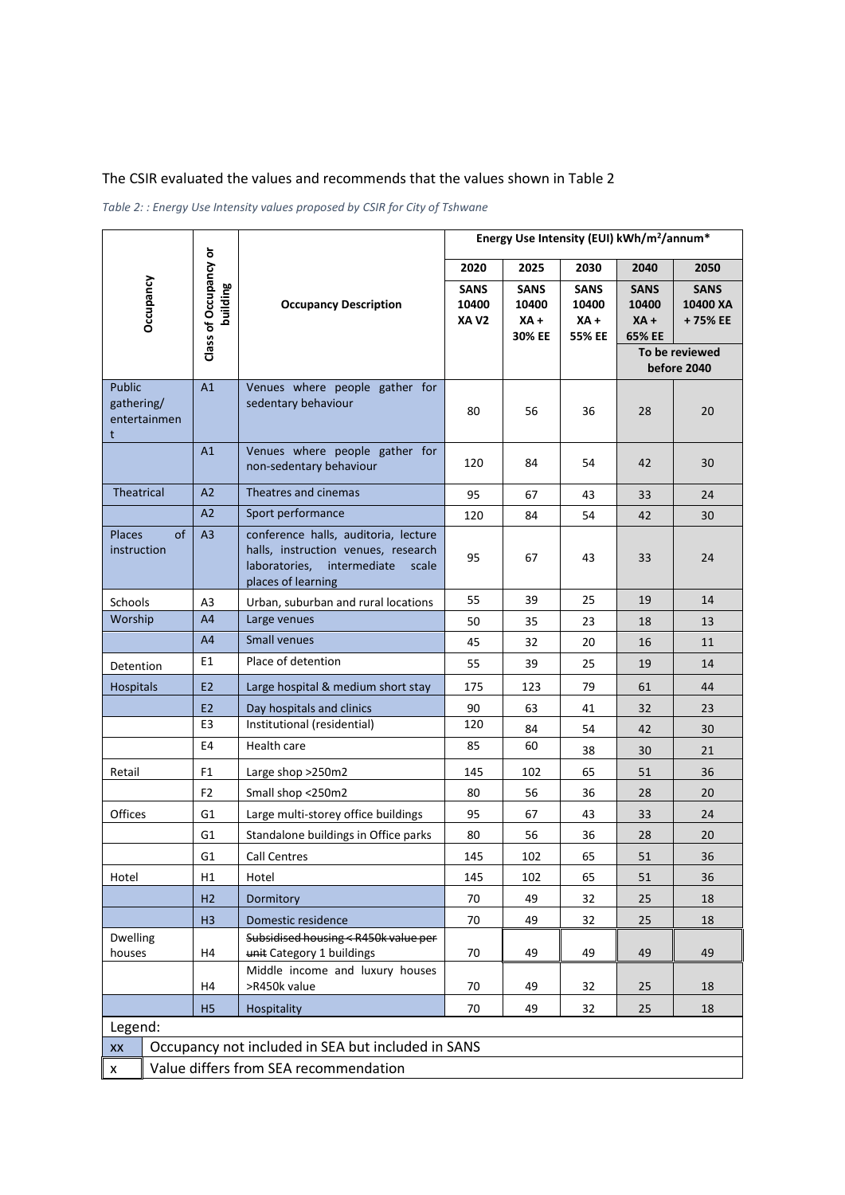The CSIR evaluated the values and recommends that the values shown in Table 2

*Table 2: : Energy Use Intensity values proposed by CSIR for City of Tshwane*

| Occupancy | Class of Occupancy or building | Occupancy Description | Energy Use Intensity (EUI) kWh/m²/annum* | | | | |
|---|---|---|---|---|---|---|---|
| | | | 2020 | 2025 | 2030 | 2040 | 2050 |
| | | | SANS 10400 XA V2 | SANS 10400 XA + 30% EE | SANS 10400 XA + 55% EE | SANS 10400 XA + 65% EE | SANS 10400 XA + 75% EE |
| | | | | | | To be reviewed before 2040 | |
| Public gathering/ entertainment | A1 | Venues where people gather for sedentary behaviour | 80 | 56 | 36 | 28 | 20 |
| | A1 | Venues where people gather for non-sedentary behaviour | 120 | 84 | 54 | 42 | 30 |
| Theatrical | A2 | Theatres and cinemas | 95 | 67 | 43 | 33 | 24 |
| | A2 | Sport performance | 120 | 84 | 54 | 42 | 30 |
| Places of instruction | A3 | conference halls, auditoria, lecture halls, instruction venues, research laboratories, intermediate scale places of learning | 95 | 67 | 43 | 33 | 24 |
| Schools | A3 | Urban, suburban and rural locations | 55 | 39 | 25 | 19 | 14 |
| Worship | A4 | Large venues | 50 | 35 | 23 | 18 | 13 |
| | A4 | Small venues | 45 | 32 | 20 | 16 | 11 |
| Detention | E1 | Place of detention | 55 | 39 | 25 | 19 | 14 |
| Hospitals | E2 | Large hospital & medium short stay | 175 | 123 | 79 | 61 | 44 |
| | E2 | Day hospitals and clinics | 90 | 63 | 41 | 32 | 23 |
| | E3 | Institutional (residential) | 120 | 84 | 54 | 42 | 30 |
| | E4 | Health care | 85 | 60 | 38 | 30 | 21 |
| Retail | F1 | Large shop >250m2 | 145 | 102 | 65 | 51 | 36 |
| | F2 | Small shop <250m2 | 80 | 56 | 36 | 28 | 20 |
| Offices | G1 | Large multi-storey office buildings | 95 | 67 | 43 | 33 | 24 |
| | G1 | Standalone buildings in Office parks | 80 | 56 | 36 | 28 | 20 |
| | G1 | Call Centres | 145 | 102 | 65 | 51 | 36 |
| Hotel | H1 | Hotel | 145 | 102 | 65 | 51 | 36 |
| | H2 | Dormitory | 70 | 49 | 32 | 25 | 18 |
| | H3 | Domestic residence | 70 | 49 | 32 | 25 | 18 |
| Dwelling houses | H4 | ~~Subsidised housing < R450k value per unit~~ Category 1 buildings | 70 | 49 | 49 | 49 | 49 |
| | H4 | Middle income and luxury houses >R450k value | 70 | 49 | 32 | 25 | 18 |
| | H5 | Hospitality | 70 | 49 | 32 | 25 | 18 |

Legend:

| | |
|---|---|
| xx | Occupancy not included in SEA but included in SANS |
| x | Value differs from SEA recommendation |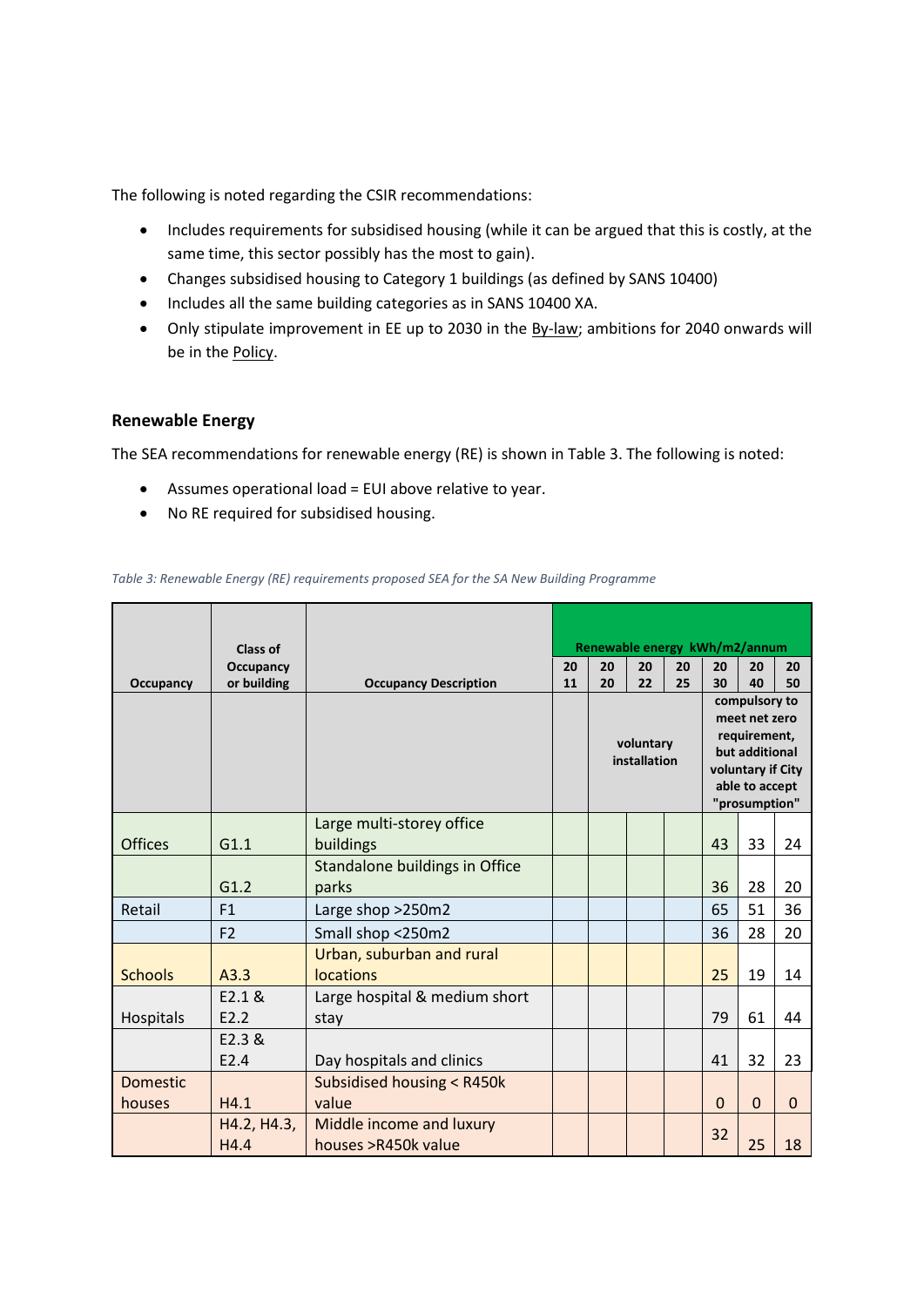The following is noted regarding the CSIR recommendations:

- Includes requirements for subsidised housing (while it can be argued that this is costly, at the same time, this sector possibly has the most to gain).
- Changes subsidised housing to Category 1 buildings (as defined by SANS 10400)
- Includes all the same building categories as in SANS 10400 XA.
- Only stipulate improvement in EE up to 2030 in the By-law; ambitions for 2040 onwards will be in the Policy.

### Renewable Energy

The SEA recommendations for renewable energy (RE) is shown in Table 3. The following is noted:

- Assumes operational load = EUI above relative to year.
- No RE required for subsidised housing.

*Table 3: Renewable Energy (RE) requirements proposed SEA for the SA New Building Programme*

| Occupancy | Class of Occupancy or building | Occupancy Description | Renewable energy kWh/m2/annum | | | | | | |
|---|---|---|---|---|---|---|---|---|---|
| | | | 2011 | 2020 | 2022 | 2025 | 2030 | 2040 | 2050 |
| | | | | voluntary installation | | | compulsory to meet net zero requirement, but additional voluntary if City able to accept "prosumption" | | |
| Offices | G1.1 | Large multi-storey office buildings | | | | | 43 | 33 | 24 |
| | G1.2 | Standalone buildings in Office parks | | | | | 36 | 28 | 20 |
| Retail | F1 | Large shop >250m2 | | | | | 65 | 51 | 36 |
| | F2 | Small shop <250m2 | | | | | 36 | 28 | 20 |
| Schools | A3.3 | Urban, surburban and rural locations | | | | | 25 | 19 | 14 |
| Hospitals | E2.1 & E2.2 | Large hospital & medium short stay | | | | | 79 | 61 | 44 |
| | E2.3 & E2.4 | Day hospitals and clinics | | | | | 41 | 32 | 23 |
| Domestic houses | H4.1 | Subsidised housing < R450k value | | | | | 0 | 0 | 0 |
| | H4.2, H4.3, H4.4 | Middle income and luxury houses >R450k value | | | | | 32 | 25 | 18 |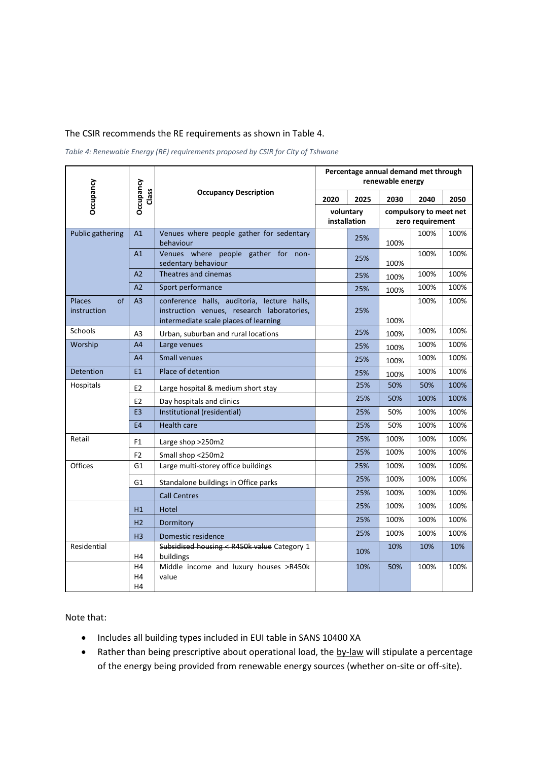The CSIR recommends the RE requirements as shown in Table 4.

*Table 4: Renewable Energy (RE) requirements proposed by CSIR for City of Tshwane*

| Occupancy | Occupancy Class | Occupancy Description | Percentage annual demand met through renewable energy | | | | |
|---|---|---|---|---|---|---|---|
| | | | 2020 | 2025 | 2030 | 2040 | 2050 |
| | | | voluntary installation | | compulsory to meet net zero requirement | | |
| Public gathering | A1 | Venues where people gather for sedentary behaviour | | 25% | 100% | 100% | 100% |
| | A1 | Venues where people gather for non-sedentary behaviour | | 25% | 100% | 100% | 100% |
| | A2 | Theatres and cinemas | | 25% | 100% | 100% | 100% |
| | A2 | Sport performance | | 25% | 100% | 100% | 100% |
| Places of instruction | A3 | conference halls, auditoria, lecture halls, instruction venues, research laboratories, intermediate scale places of learning | | 25% | 100% | 100% | 100% |
| Schools | A3 | Urban, suburban and rural locations | | 25% | 100% | 100% | 100% |
| Worship | A4 | Large venues | | 25% | 100% | 100% | 100% |
| | A4 | Small venues | | 25% | 100% | 100% | 100% |
| Detention | E1 | Place of detention | | 25% | 100% | 100% | 100% |
| Hospitals | E2 | Large hospital & medium short stay | | 25% | 50% | 50% | 100% |
| | E2 | Day hospitals and clinics | | 25% | 50% | 100% | 100% |
| | E3 | Institutional (residential) | | 25% | 50% | 100% | 100% |
| | E4 | Health care | | 25% | 50% | 100% | 100% |
| Retail | F1 | Large shop >250m2 | | 25% | 100% | 100% | 100% |
| | F2 | Small shop <250m2 | | 25% | 100% | 100% | 100% |
| Offices | G1 | Large multi-storey office buildings | | 25% | 100% | 100% | 100% |
| | G1 | Standalone buildings in Office parks | | 25% | 100% | 100% | 100% |
| | | Call Centres | | 25% | 100% | 100% | 100% |
| | H1 | Hotel | | 25% | 100% | 100% | 100% |
| | H2 | Dormitory | | 25% | 100% | 100% | 100% |
| | H3 | Domestic residence | | 25% | 100% | 100% | 100% |
| Residential | H4 | ~~Subsidised housing < R450k value~~ Category 1 buildings | | 10% | 10% | 10% | 10% |
| | H4 H4 H4 | Middle income and luxury houses >R450k value | | 10% | 50% | 100% | 100% |

Note that:

- Includes all building types included in EUI table in SANS 10400 XA
- Rather than being prescriptive about operational load, the by-law will stipulate a percentage of the energy being provided from renewable energy sources (whether on-site or off-site).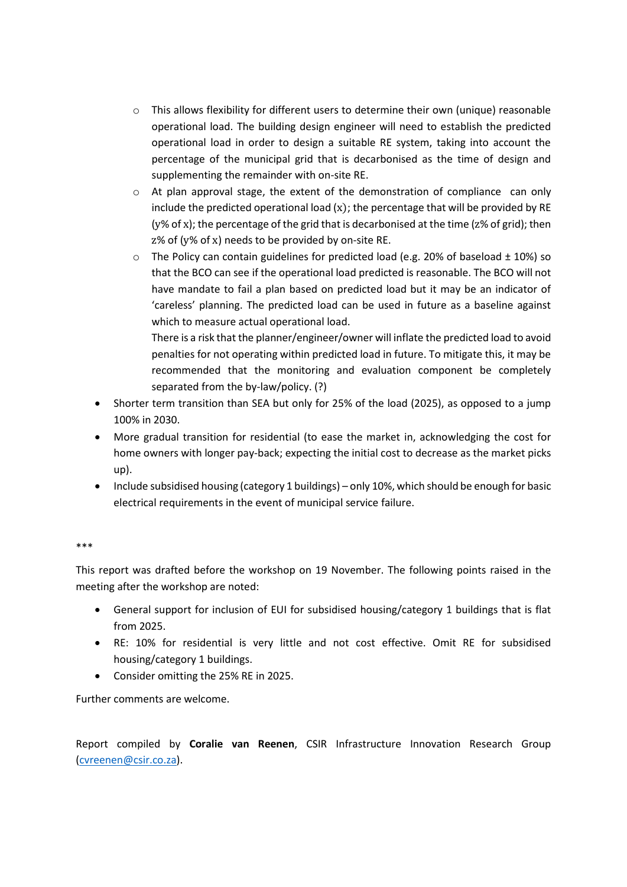- This allows flexibility for different users to determine their own (unique) reasonable operational load. The building design engineer will need to establish the predicted operational load in order to design a suitable RE system, taking into account the percentage of the municipal grid that is decarbonised as the time of design and supplementing the remainder with on-site RE.
  - At plan approval stage, the extent of the demonstration of compliance can only include the predicted operational load (x); the percentage that will be provided by RE (y% of x); the percentage of the grid that is decarbonised at the time (z% of grid); then z% of (y% of x) needs to be provided by on-site RE.
  - The Policy can contain guidelines for predicted load (e.g. 20% of baseload ± 10%) so that the BCO can see if the operational load predicted is reasonable. The BCO will not have mandate to fail a plan based on predicted load but it may be an indicator of 'careless' planning. The predicted load can be used in future as a baseline against which to measure actual operational load.

    There is a risk that the planner/engineer/owner will inflate the predicted load to avoid penalties for not operating within predicted load in future. To mitigate this, it may be recommended that the monitoring and evaluation component be completely separated from the by-law/policy. (?)
- Shorter term transition than SEA but only for 25% of the load (2025), as opposed to a jump 100% in 2030.
- More gradual transition for residential (to ease the market in, acknowledging the cost for home owners with longer pay-back; expecting the initial cost to decrease as the market picks up).
- Include subsidised housing (category 1 buildings) – only 10%, which should be enough for basic electrical requirements in the event of municipal service failure.

***

This report was drafted before the workshop on 19 November. The following points raised in the meeting after the workshop are noted:

- General support for inclusion of EUI for subsidised housing/category 1 buildings that is flat from 2025.
- RE: 10% for residential is very little and not cost effective. Omit RE for subsidised housing/category 1 buildings.
- Consider omitting the 25% RE in 2025.

Further comments are welcome.

Report compiled by **Coralie van Reenen**, CSIR Infrastructure Innovation Research Group (cvreenen@csir.co.za).